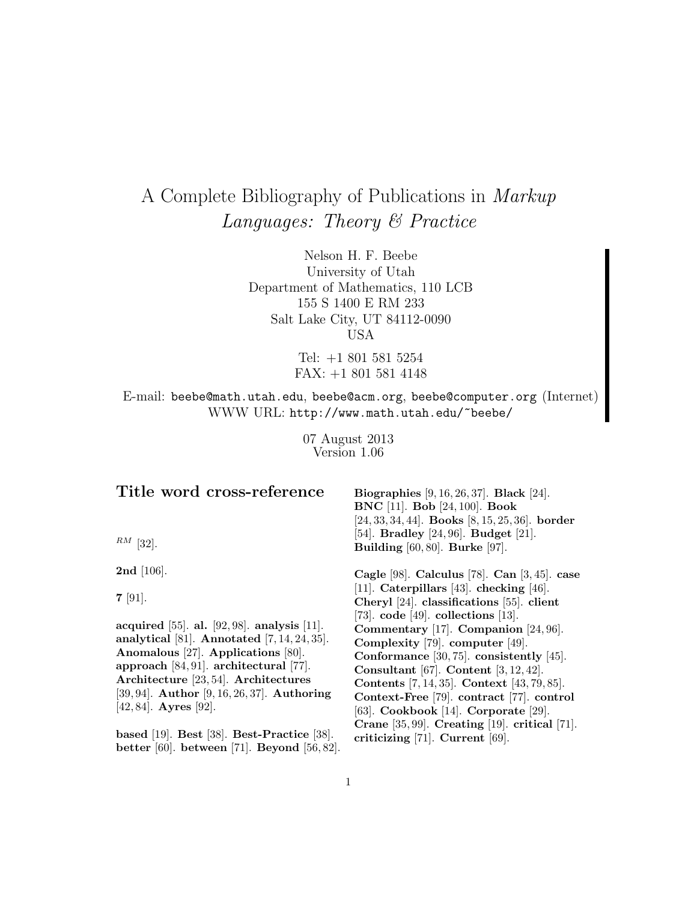# A Complete Bibliography of Publications in *Markup Languages: Theory & Practice*

Nelson H. F. Beebe
University of Utah
Department of Mathematics, 110 LCB
155 S 1400 E RM 233
Salt Lake City, UT 84112-0090
USA

Tel: +1 801 581 5254
FAX: +1 801 581 4148

E-mail: `beebe@math.utah.edu`, `beebe@acm.org`, `beebe@computer.org` (Internet)
WWW URL: `http://www.math.utah.edu/~beebe/`

07 August 2013
Version 1.06

## Title word cross-reference

$^{RM}$ [32].

**2nd** [106].

**7** [91].

**acquired** [55]. **al.** [92, 98]. **analysis** [11]. **analytical** [81]. **Annotated** [7, 14, 24, 35]. **Anomalous** [27]. **Applications** [80]. **approach** [84, 91]. **architectural** [77]. **Architecture** [23, 54]. **Architectures** [39, 94]. **Author** [9, 16, 26, 37]. **Authoring** [42, 84]. **Ayres** [92].

**based** [19]. **Best** [38]. **Best-Practice** [38]. **better** [60]. **between** [71]. **Beyond** [56, 82]. **Biographies** [9, 16, 26, 37]. **Black** [24]. **BNC** [11]. **Bob** [24, 100]. **Book** [24, 33, 34, 44]. **Books** [8, 15, 25, 36]. **border** [54]. **Bradley** [24, 96]. **Budget** [21]. **Building** [60, 80]. **Burke** [97].

**Cagle** [98]. **Calculus** [78]. **Can** [3, 45]. **case** [11]. **Caterpillars** [43]. **checking** [46]. **Cheryl** [24]. **classifications** [55]. **client** [73]. **code** [49]. **collections** [13]. **Commentary** [17]. **Companion** [24, 96]. **Complexity** [79]. **computer** [49]. **Conformance** [30, 75]. **consistently** [45]. **Consultant** [67]. **Content** [3, 12, 42]. **Contents** [7, 14, 35]. **Context** [43, 79, 85]. **Context-Free** [79]. **contract** [77]. **control** [63]. **Cookbook** [14]. **Corporate** [29]. **Crane** [35, 99]. **Creating** [19]. **critical** [71]. **criticizing** [71]. **Current** [69].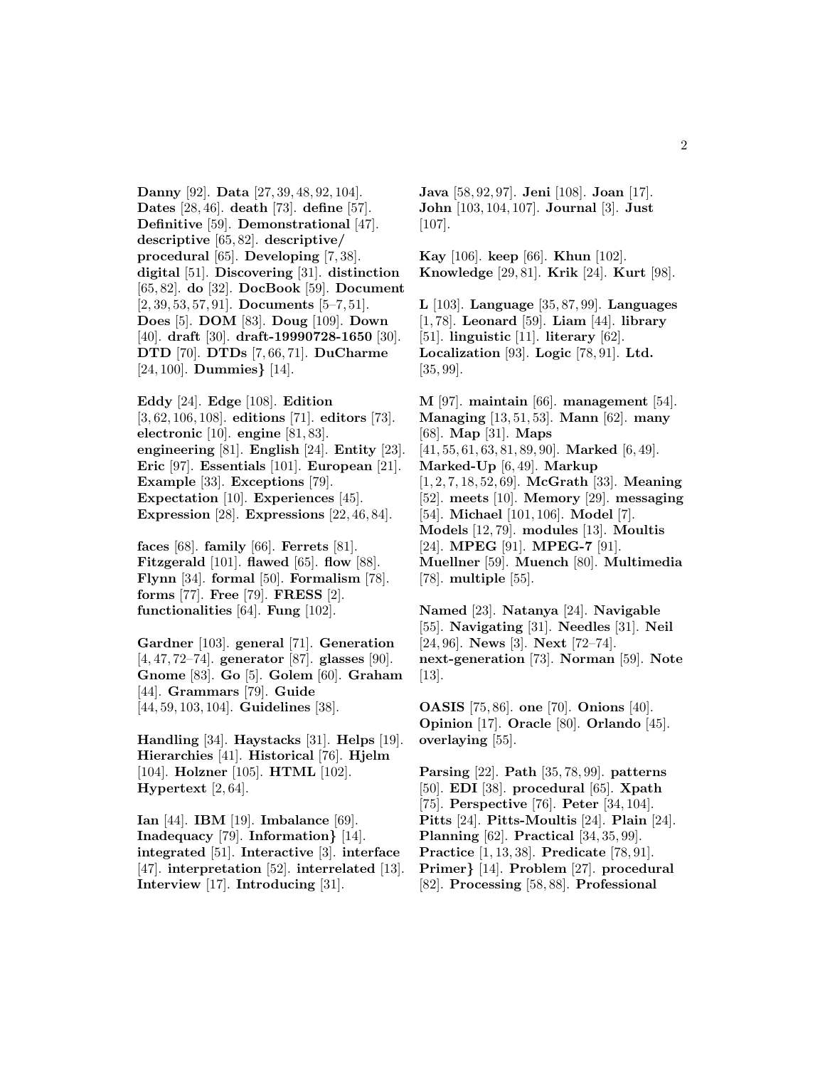**Danny** [92]. **Data** [27, 39, 48, 92, 104]. **Dates** [28, 46]. **death** [73]. **define** [57]. **Definitive** [59]. **Demonstrational** [47]. **descriptive** [65, 82]. **descriptive/ procedural** [65]. **Developing** [7, 38]. **digital** [51]. **Discovering** [31]. **distinction** [65, 82]. **do** [32]. **DocBook** [59]. **Document** [2, 39, 53, 57, 91]. **Documents** [5–7, 51]. **Does** [5]. **DOM** [83]. **Doug** [109]. **Down** [40]. **draft** [30]. **draft-19990728-1650** [30]. **DTD** [70]. **DTDs** [7, 66, 71]. **DuCharme** [24, 100]. **Dummies}** [14].

**Eddy** [24]. **Edge** [108]. **Edition** [3, 62, 106, 108]. **editions** [71]. **editors** [73]. **electronic** [10]. **engine** [81, 83]. **engineering** [81]. **English** [24]. **Entity** [23]. **Eric** [97]. **Essentials** [101]. **European** [21]. **Example** [33]. **Exceptions** [79]. **Expectation** [10]. **Experiences** [45]. **Expression** [28]. **Expressions** [22, 46, 84].

**faces** [68]. **family** [66]. **Ferrets** [81]. **Fitzgerald** [101]. **flawed** [65]. **flow** [88]. **Flynn** [34]. **formal** [50]. **Formalism** [78]. **forms** [77]. **Free** [79]. **FRESS** [2]. **functionalities** [64]. **Fung** [102].

**Gardner** [103]. **general** [71]. **Generation** [4, 47, 72–74]. **generator** [87]. **glasses** [90]. **Gnome** [83]. **Go** [5]. **Golem** [60]. **Graham** [44]. **Grammars** [79]. **Guide** [44, 59, 103, 104]. **Guidelines** [38].

**Handling** [34]. **Haystacks** [31]. **Helps** [19]. **Hierarchies** [41]. **Historical** [76]. **Hjelm** [104]. **Holzner** [105]. **HTML** [102]. **Hypertext** [2, 64].

**Ian** [44]. **IBM** [19]. **Imbalance** [69]. **Inadequacy** [79]. **Information}** [14]. **integrated** [51]. **Interactive** [3]. **interface** [47]. **interpretation** [52]. **interrelated** [13]. **Interview** [17]. **Introducing** [31].

**Java** [58, 92, 97]. **Jeni** [108]. **Joan** [17]. **John** [103, 104, 107]. **Journal** [3]. **Just** [107].

**Kay** [106]. **keep** [66]. **Khun** [102]. **Knowledge** [29, 81]. **Krik** [24]. **Kurt** [98].

**L** [103]. **Language** [35, 87, 99]. **Languages** [1, 78]. **Leonard** [59]. **Liam** [44]. **library** [51]. **linguistic** [11]. **literary** [62]. **Localization** [93]. **Logic** [78, 91]. **Ltd.** [35, 99].

**M** [97]. **maintain** [66]. **management** [54]. **Managing** [13, 51, 53]. **Mann** [62]. **many** [68]. **Map** [31]. **Maps** [41, 55, 61, 63, 81, 89, 90]. **Marked** [6, 49]. **Marked-Up** [6, 49]. **Markup** [1, 2, 7, 18, 52, 69]. **McGrath** [33]. **Meaning** [52]. **meets** [10]. **Memory** [29]. **messaging** [54]. **Michael** [101, 106]. **Model** [7]. **Models** [12, 79]. **modules** [13]. **Moultis** [24]. **MPEG** [91]. **MPEG-7** [91]. **Muellner** [59]. **Muench** [80]. **Multimedia** [78]. **multiple** [55].

**Named** [23]. **Natanya** [24]. **Navigable** [55]. **Navigating** [31]. **Needles** [31]. **Neil** [24, 96]. **News** [3]. **Next** [72–74]. **next-generation** [73]. **Norman** [59]. **Note** [13].

**OASIS** [75, 86]. **one** [70]. **Onions** [40]. **Opinion** [17]. **Oracle** [80]. **Orlando** [45]. **overlaying** [55].

**Parsing** [22]. **Path** [35, 78, 99]. **patterns** [50]. **EDI** [38]. **procedural** [65]. **Xpath** [75]. **Perspective** [76]. **Peter** [34, 104]. **Pitts** [24]. **Pitts-Moultis** [24]. **Plain** [24]. **Planning** [62]. **Practical** [34, 35, 99]. **Practice** [1, 13, 38]. **Predicate** [78, 91]. **Primer}** [14]. **Problem** [27]. **procedural** [82]. **Processing** [58, 88]. **Professional**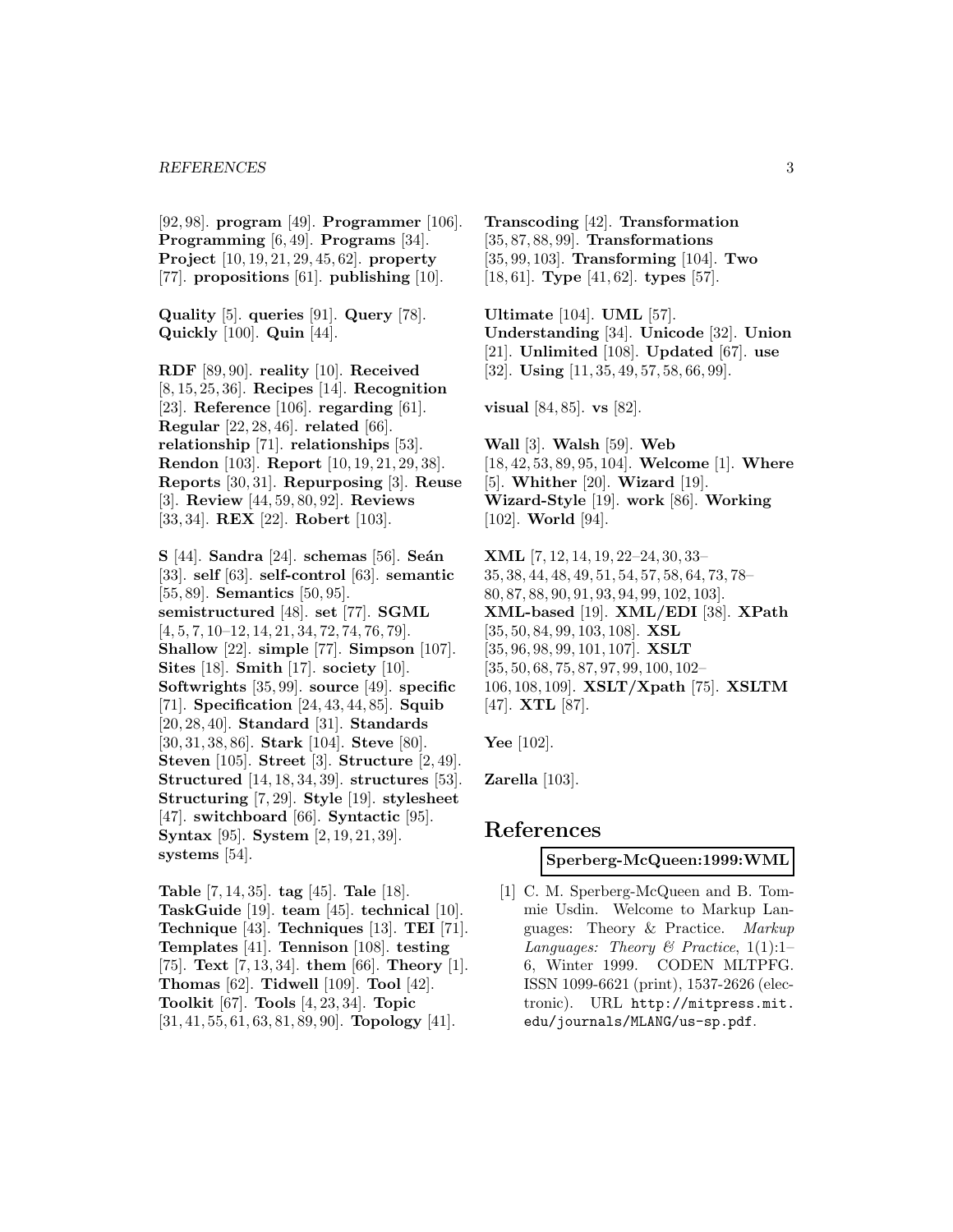[92, 98]. **program** [49]. **Programmer** [106]. **Programming** [6, 49]. **Programs** [34]. **Project** [10, 19, 21, 29, 45, 62]. **property** [77]. **propositions** [61]. **publishing** [10].

**Quality** [5]. **queries** [91]. **Query** [78]. **Quickly** [100]. **Quin** [44].

**RDF** [89, 90]. **reality** [10]. **Received** [8, 15, 25, 36]. **Recipes** [14]. **Recognition** [23]. **Reference** [106]. **regarding** [61]. **Regular** [22, 28, 46]. **related** [66]. **relationship** [71]. **relationships** [53]. **Rendon** [103]. **Report** [10, 19, 21, 29, 38]. **Reports** [30, 31]. **Repurposing** [3]. **Reuse** [3]. **Review** [44, 59, 80, 92]. **Reviews** [33, 34]. **REX** [22]. **Robert** [103].

**S** [44]. **Sandra** [24]. **schemas** [56]. **Seán** [33]. **self** [63]. **self-control** [63]. **semantic** [55, 89]. **Semantics** [50, 95]. **semistructured** [48]. **set** [77]. **SGML** [4, 5, 7, 10–12, 14, 21, 34, 72, 74, 76, 79]. **Shallow** [22]. **simple** [77]. **Simpson** [107]. **Sites** [18]. **Smith** [17]. **society** [10]. **Softwrights** [35, 99]. **source** [49]. **specific** [71]. **Specification** [24, 43, 44, 85]. **Squib** [20, 28, 40]. **Standard** [31]. **Standards** [30, 31, 38, 86]. **Stark** [104]. **Steve** [80]. **Steven** [105]. **Street** [3]. **Structure** [2, 49]. **Structured** [14, 18, 34, 39]. **structures** [53]. **Structuring** [7, 29]. **Style** [19]. **stylesheet** [47]. **switchboard** [66]. **Syntactic** [95]. **Syntax** [95]. **System** [2, 19, 21, 39]. **systems** [54].

**Table** [7, 14, 35]. **tag** [45]. **Tale** [18]. **TaskGuide** [19]. **team** [45]. **technical** [10]. **Technique** [43]. **Techniques** [13]. **TEI** [71]. **Templates** [41]. **Tennison** [108]. **testing** [75]. **Text** [7, 13, 34]. **them** [66]. **Theory** [1]. **Thomas** [62]. **Tidwell** [109]. **Tool** [42]. **Toolkit** [67]. **Tools** [4, 23, 34]. **Topic** [31, 41, 55, 61, 63, 81, 89, 90]. **Topology** [41].

**Transcoding** [42]. **Transformation** [35, 87, 88, 99]. **Transformations** [35, 99, 103]. **Transforming** [104]. **Two** [18, 61]. **Type** [41, 62]. **types** [57].

**Ultimate** [104]. **UML** [57]. **Understanding** [34]. **Unicode** [32]. **Union** [21]. **Unlimited** [108]. **Updated** [67]. **use** [32]. **Using** [11, 35, 49, 57, 58, 66, 99].

**visual** [84, 85]. **vs** [82].

**Wall** [3]. **Walsh** [59]. **Web** [18, 42, 53, 89, 95, 104]. **Welcome** [1]. **Where** [5]. **Whither** [20]. **Wizard** [19]. **Wizard-Style** [19]. **work** [86]. **Working** [102]. **World** [94].

**XML** [7, 12, 14, 19, 22–24, 30, 33–35, 38, 44, 48, 49, 51, 54, 57, 58, 64, 73, 78–80, 87, 88, 90, 91, 93, 94, 99, 102, 103]. **XML-based** [19]. **XML/EDI** [38]. **XPath** [35, 50, 84, 99, 103, 108]. **XSL** [35, 96, 98, 99, 101, 107]. **XSLT** [35, 50, 68, 75, 87, 97, 99, 100, 102–106, 108, 109]. **XSLT/Xpath** [75]. **XSLTM** [47]. **XTL** [87].

**Yee** [102].

**Zarella** [103].

# References

**Sperberg-McQueen:1999:WML**

[1] C. M. Sperberg-McQueen and B. Tommie Usdin. Welcome to Markup Languages: Theory & Practice. *Markup Languages: Theory & Practice*, 1(1):1–6, Winter 1999. CODEN MLTPFG. ISSN 1099-6621 (print), 1537-2626 (electronic). URL http://mitpress.mit.edu/journals/MLANG/us-sp.pdf.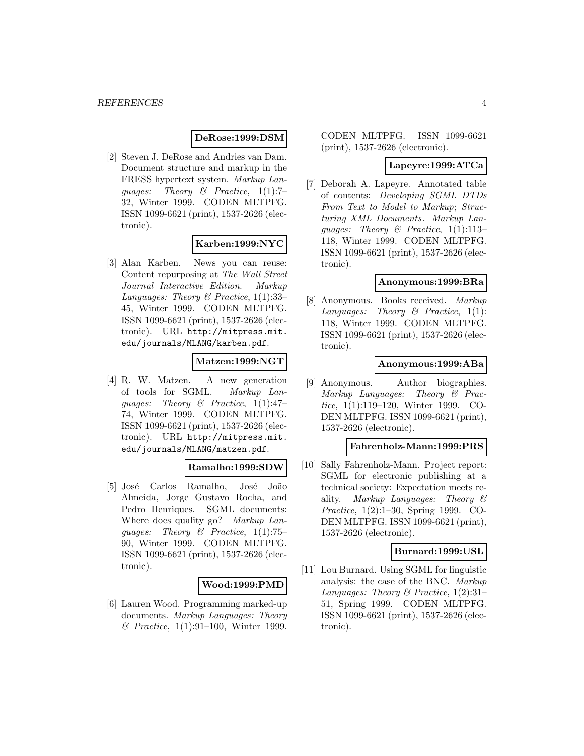**DeRose:1999:DSM**

[2] Steven J. DeRose and Andries van Dam. Document structure and markup in the FRESS hypertext system. *Markup Languages: Theory & Practice*, 1(1):7–32, Winter 1999. CODEN MLTPFG. ISSN 1099-6621 (print), 1537-2626 (electronic).

**Karben:1999:NYC**

[3] Alan Karben. News you can reuse: Content repurposing at *The Wall Street Journal Interactive Edition*. *Markup Languages: Theory & Practice*, 1(1):33–45, Winter 1999. CODEN MLTPFG. ISSN 1099-6621 (print), 1537-2626 (electronic). URL http://mitpress.mit.edu/journals/MLANG/karben.pdf.

**Matzen:1999:NGT**

[4] R. W. Matzen. A new generation of tools for SGML. *Markup Languages: Theory & Practice*, 1(1):47–74, Winter 1999. CODEN MLTPFG. ISSN 1099-6621 (print), 1537-2626 (electronic). URL http://mitpress.mit.edu/journals/MLANG/matzen.pdf.

**Ramalho:1999:SDW**

[5] José Carlos Ramalho, José João Almeida, Jorge Gustavo Rocha, and Pedro Henriques. SGML documents: Where does quality go? *Markup Languages: Theory & Practice*, 1(1):75–90, Winter 1999. CODEN MLTPFG. ISSN 1099-6621 (print), 1537-2626 (electronic).

**Wood:1999:PMD**

[6] Lauren Wood. Programming marked-up documents. *Markup Languages: Theory & Practice*, 1(1):91–100, Winter 1999. CODEN MLTPFG. ISSN 1099-6621 (print), 1537-2626 (electronic).

**Lapeyre:1999:ATCa**

[7] Deborah A. Lapeyre. Annotated table of contents: *Developing SGML DTDs From Text to Model to Markup*; *Structuring XML Documents*. *Markup Languages: Theory & Practice*, 1(1):113–118, Winter 1999. CODEN MLTPFG. ISSN 1099-6621 (print), 1537-2626 (electronic).

**Anonymous:1999:BRa**

[8] Anonymous. Books received. *Markup Languages: Theory & Practice*, 1(1): 118, Winter 1999. CODEN MLTPFG. ISSN 1099-6621 (print), 1537-2626 (electronic).

**Anonymous:1999:ABa**

[9] Anonymous. Author biographies. *Markup Languages: Theory & Practice*, 1(1):119–120, Winter 1999. CODEN MLTPFG. ISSN 1099-6621 (print), 1537-2626 (electronic).

**Fahrenholz-Mann:1999:PRS**

[10] Sally Fahrenholz-Mann. Project report: SGML for electronic publishing at a technical society: Expectation meets reality. *Markup Languages: Theory & Practice*, 1(2):1–30, Spring 1999. CODEN MLTPFG. ISSN 1099-6621 (print), 1537-2626 (electronic).

**Burnard:1999:USL**

[11] Lou Burnard. Using SGML for linguistic analysis: the case of the BNC. *Markup Languages: Theory & Practice*, 1(2):31–51, Spring 1999. CODEN MLTPFG. ISSN 1099-6621 (print), 1537-2626 (electronic).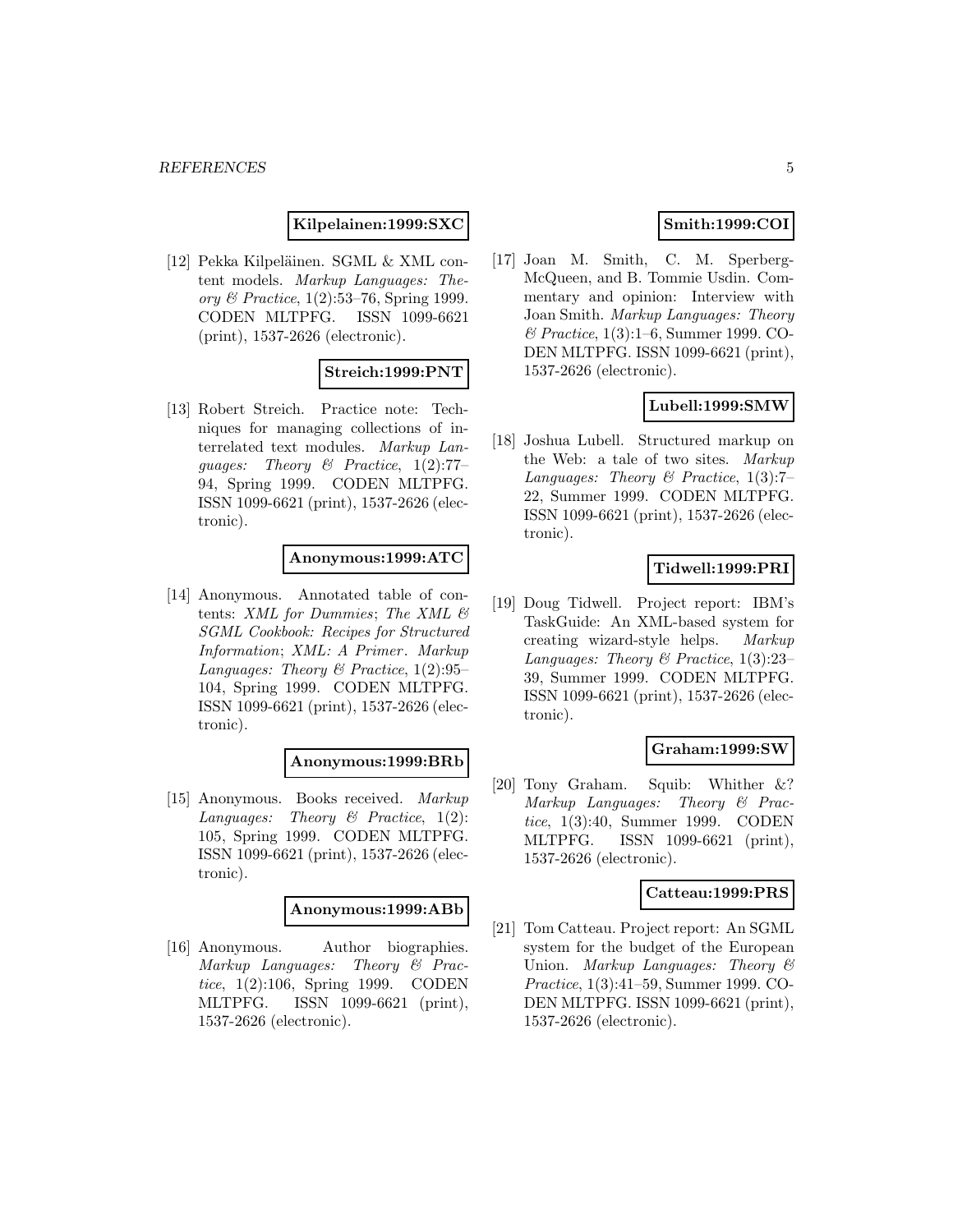**Kilpelainen:1999:SXC**

[12] Pekka Kilpeläinen. SGML & XML content models. *Markup Languages: Theory & Practice*, 1(2):53–76, Spring 1999. CODEN MLTPFG. ISSN 1099-6621 (print), 1537-2626 (electronic).

**Streich:1999:PNT**

[13] Robert Streich. Practice note: Techniques for managing collections of interrelated text modules. *Markup Languages: Theory & Practice*, 1(2):77–94, Spring 1999. CODEN MLTPFG. ISSN 1099-6621 (print), 1537-2626 (electronic).

**Anonymous:1999:ATC**

[14] Anonymous. Annotated table of contents: *XML for Dummies*; *The XML & SGML Cookbook: Recipes for Structured Information*; *XML: A Primer*. *Markup Languages: Theory & Practice*, 1(2):95–104, Spring 1999. CODEN MLTPFG. ISSN 1099-6621 (print), 1537-2626 (electronic).

**Anonymous:1999:BRb**

[15] Anonymous. Books received. *Markup Languages: Theory & Practice*, 1(2): 105, Spring 1999. CODEN MLTPFG. ISSN 1099-6621 (print), 1537-2626 (electronic).

**Anonymous:1999:ABb**

[16] Anonymous. Author biographies. *Markup Languages: Theory & Practice*, 1(2):106, Spring 1999. CODEN MLTPFG. ISSN 1099-6621 (print), 1537-2626 (electronic).

**Smith:1999:COI**

[17] Joan M. Smith, C. M. Sperberg-McQueen, and B. Tommie Usdin. Commentary and opinion: Interview with Joan Smith. *Markup Languages: Theory & Practice*, 1(3):1–6, Summer 1999. CODEN MLTPFG. ISSN 1099-6621 (print), 1537-2626 (electronic).

**Lubell:1999:SMW**

[18] Joshua Lubell. Structured markup on the Web: a tale of two sites. *Markup Languages: Theory & Practice*, 1(3):7–22, Summer 1999. CODEN MLTPFG. ISSN 1099-6621 (print), 1537-2626 (electronic).

**Tidwell:1999:PRI**

[19] Doug Tidwell. Project report: IBM's TaskGuide: An XML-based system for creating wizard-style helps. *Markup Languages: Theory & Practice*, 1(3):23–39, Summer 1999. CODEN MLTPFG. ISSN 1099-6621 (print), 1537-2626 (electronic).

**Graham:1999:SW**

[20] Tony Graham. Squib: Whither &? *Markup Languages: Theory & Practice*, 1(3):40, Summer 1999. CODEN MLTPFG. ISSN 1099-6621 (print), 1537-2626 (electronic).

**Catteau:1999:PRS**

[21] Tom Catteau. Project report: An SGML system for the budget of the European Union. *Markup Languages: Theory & Practice*, 1(3):41–59, Summer 1999. CODEN MLTPFG. ISSN 1099-6621 (print), 1537-2626 (electronic).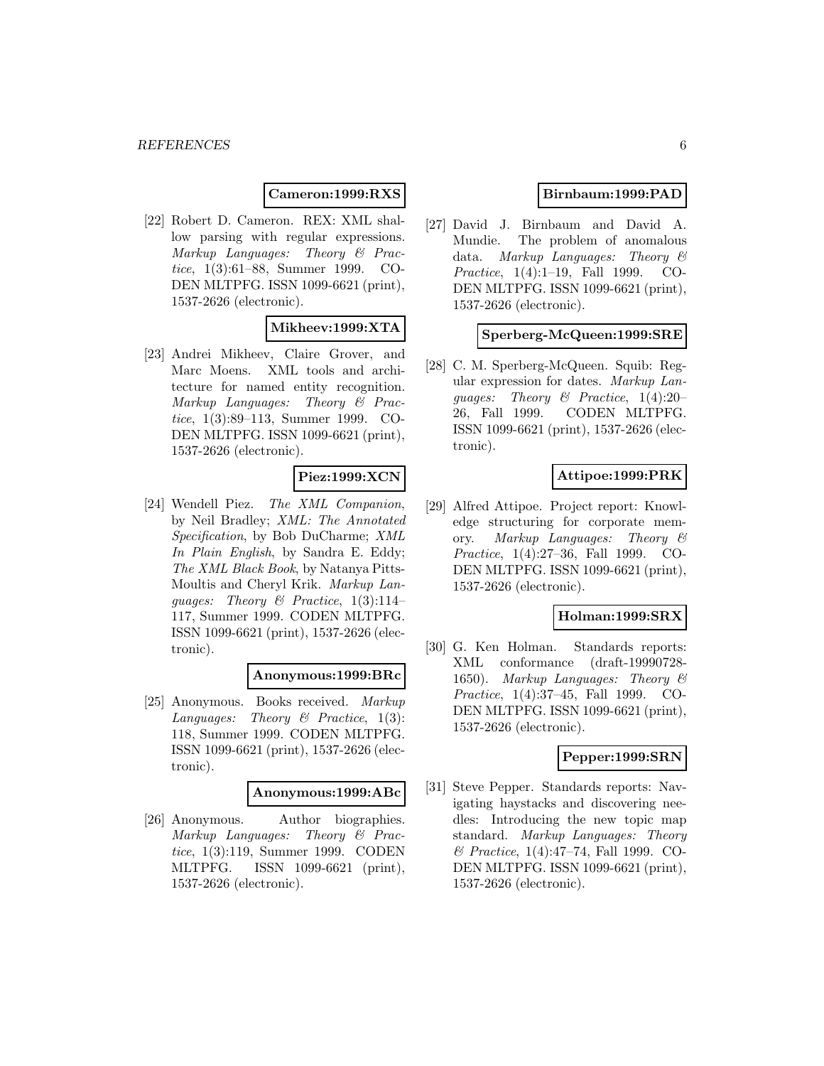**Cameron:1999:RXS**

[22] Robert D. Cameron. REX: XML shallow parsing with regular expressions. *Markup Languages: Theory & Practice*, 1(3):61–88, Summer 1999. CODEN MLTPFG. ISSN 1099-6621 (print), 1537-2626 (electronic).

**Mikheev:1999:XTA**

[23] Andrei Mikheev, Claire Grover, and Marc Moens. XML tools and architecture for named entity recognition. *Markup Languages: Theory & Practice*, 1(3):89–113, Summer 1999. CODEN MLTPFG. ISSN 1099-6621 (print), 1537-2626 (electronic).

**Piez:1999:XCN**

[24] Wendell Piez. *The XML Companion*, by Neil Bradley; *XML: The Annotated Specification*, by Bob DuCharme; *XML In Plain English*, by Sandra E. Eddy; *The XML Black Book*, by Natanya Pitts-Moultis and Cheryl Krik. *Markup Languages: Theory & Practice*, 1(3):114–117, Summer 1999. CODEN MLTPFG. ISSN 1099-6621 (print), 1537-2626 (electronic).

**Anonymous:1999:BRc**

[25] Anonymous. Books received. *Markup Languages: Theory & Practice*, 1(3): 118, Summer 1999. CODEN MLTPFG. ISSN 1099-6621 (print), 1537-2626 (electronic).

**Anonymous:1999:ABc**

[26] Anonymous. Author biographies. *Markup Languages: Theory & Practice*, 1(3):119, Summer 1999. CODEN MLTPFG. ISSN 1099-6621 (print), 1537-2626 (electronic).

**Birnbaum:1999:PAD**

[27] David J. Birnbaum and David A. Mundie. The problem of anomalous data. *Markup Languages: Theory & Practice*, 1(4):1–19, Fall 1999. CODEN MLTPFG. ISSN 1099-6621 (print), 1537-2626 (electronic).

**Sperberg-McQueen:1999:SRE**

[28] C. M. Sperberg-McQueen. Squib: Regular expression for dates. *Markup Languages: Theory & Practice*, 1(4):20–26, Fall 1999. CODEN MLTPFG. ISSN 1099-6621 (print), 1537-2626 (electronic).

**Attipoe:1999:PRK**

[29] Alfred Attipoe. Project report: Knowledge structuring for corporate memory. *Markup Languages: Theory & Practice*, 1(4):27–36, Fall 1999. CODEN MLTPFG. ISSN 1099-6621 (print), 1537-2626 (electronic).

**Holman:1999:SRX**

[30] G. Ken Holman. Standards reports: XML conformance (draft-19990728-1650). *Markup Languages: Theory & Practice*, 1(4):37–45, Fall 1999. CODEN MLTPFG. ISSN 1099-6621 (print), 1537-2626 (electronic).

**Pepper:1999:SRN**

[31] Steve Pepper. Standards reports: Navigating haystacks and discovering needles: Introducing the new topic map standard. *Markup Languages: Theory & Practice*, 1(4):47–74, Fall 1999. CODEN MLTPFG. ISSN 1099-6621 (print), 1537-2626 (electronic).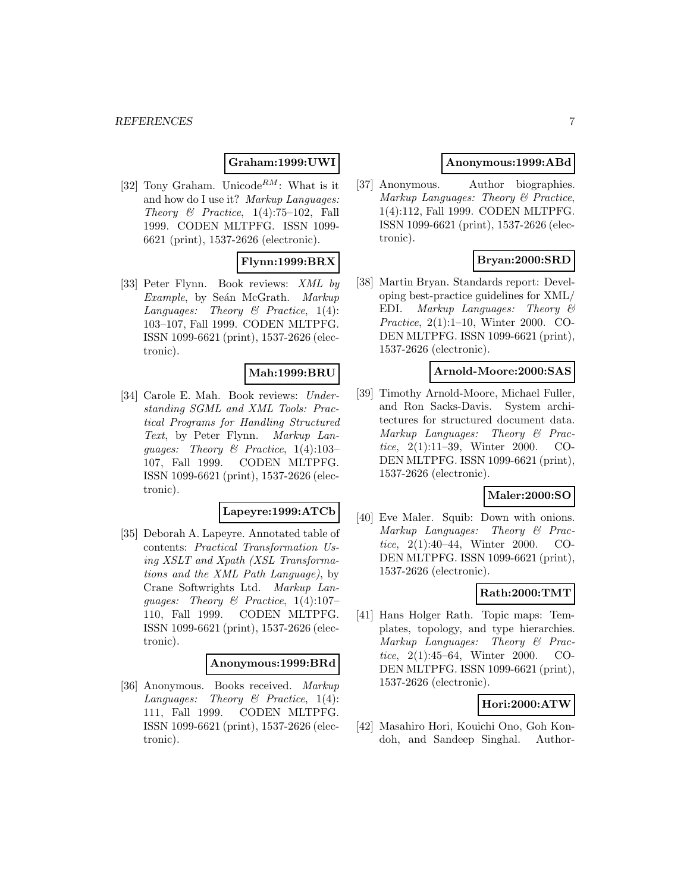**Graham:1999:UWI**

[32] Tony Graham. Unicode$^{RM}$: What is it and how do I use it? *Markup Languages: Theory & Practice*, 1(4):75–102, Fall 1999. CODEN MLTPFG. ISSN 1099-6621 (print), 1537-2626 (electronic).

**Flynn:1999:BRX**

[33] Peter Flynn. Book reviews: *XML by Example*, by Seán McGrath. *Markup Languages: Theory & Practice*, 1(4): 103–107, Fall 1999. CODEN MLTPFG. ISSN 1099-6621 (print), 1537-2626 (electronic).

**Mah:1999:BRU**

[34] Carole E. Mah. Book reviews: *Understanding SGML and XML Tools: Practical Programs for Handling Structured Text*, by Peter Flynn. *Markup Languages: Theory & Practice*, 1(4):103–107, Fall 1999. CODEN MLTPFG. ISSN 1099-6621 (print), 1537-2626 (electronic).

**Lapeyre:1999:ATCb**

[35] Deborah A. Lapeyre. Annotated table of contents: *Practical Transformation Using XSLT and Xpath (XSL Transformations and the XML Path Language)*, by Crane Softwrights Ltd. *Markup Languages: Theory & Practice*, 1(4):107–110, Fall 1999. CODEN MLTPFG. ISSN 1099-6621 (print), 1537-2626 (electronic).

**Anonymous:1999:BRd**

[36] Anonymous. Books received. *Markup Languages: Theory & Practice*, 1(4): 111, Fall 1999. CODEN MLTPFG. ISSN 1099-6621 (print), 1537-2626 (electronic).

**Anonymous:1999:ABd**

[37] Anonymous. Author biographies. *Markup Languages: Theory & Practice*, 1(4):112, Fall 1999. CODEN MLTPFG. ISSN 1099-6621 (print), 1537-2626 (electronic).

**Bryan:2000:SRD**

[38] Martin Bryan. Standards report: Developing best-practice guidelines for XML/EDI. *Markup Languages: Theory & Practice*, 2(1):1–10, Winter 2000. CODEN MLTPFG. ISSN 1099-6621 (print), 1537-2626 (electronic).

**Arnold-Moore:2000:SAS**

[39] Timothy Arnold-Moore, Michael Fuller, and Ron Sacks-Davis. System architectures for structured document data. *Markup Languages: Theory & Practice*, 2(1):11–39, Winter 2000. CODEN MLTPFG. ISSN 1099-6621 (print), 1537-2626 (electronic).

**Maler:2000:SO**

[40] Eve Maler. Squib: Down with onions. *Markup Languages: Theory & Practice*, 2(1):40–44, Winter 2000. CODEN MLTPFG. ISSN 1099-6621 (print), 1537-2626 (electronic).

**Rath:2000:TMT**

[41] Hans Holger Rath. Topic maps: Templates, topology, and type hierarchies. *Markup Languages: Theory & Practice*, 2(1):45–64, Winter 2000. CODEN MLTPFG. ISSN 1099-6621 (print), 1537-2626 (electronic).

**Hori:2000:ATW**

[42] Masahiro Hori, Kouichi Ono, Goh Kondoh, and Sandeep Singhal. Author-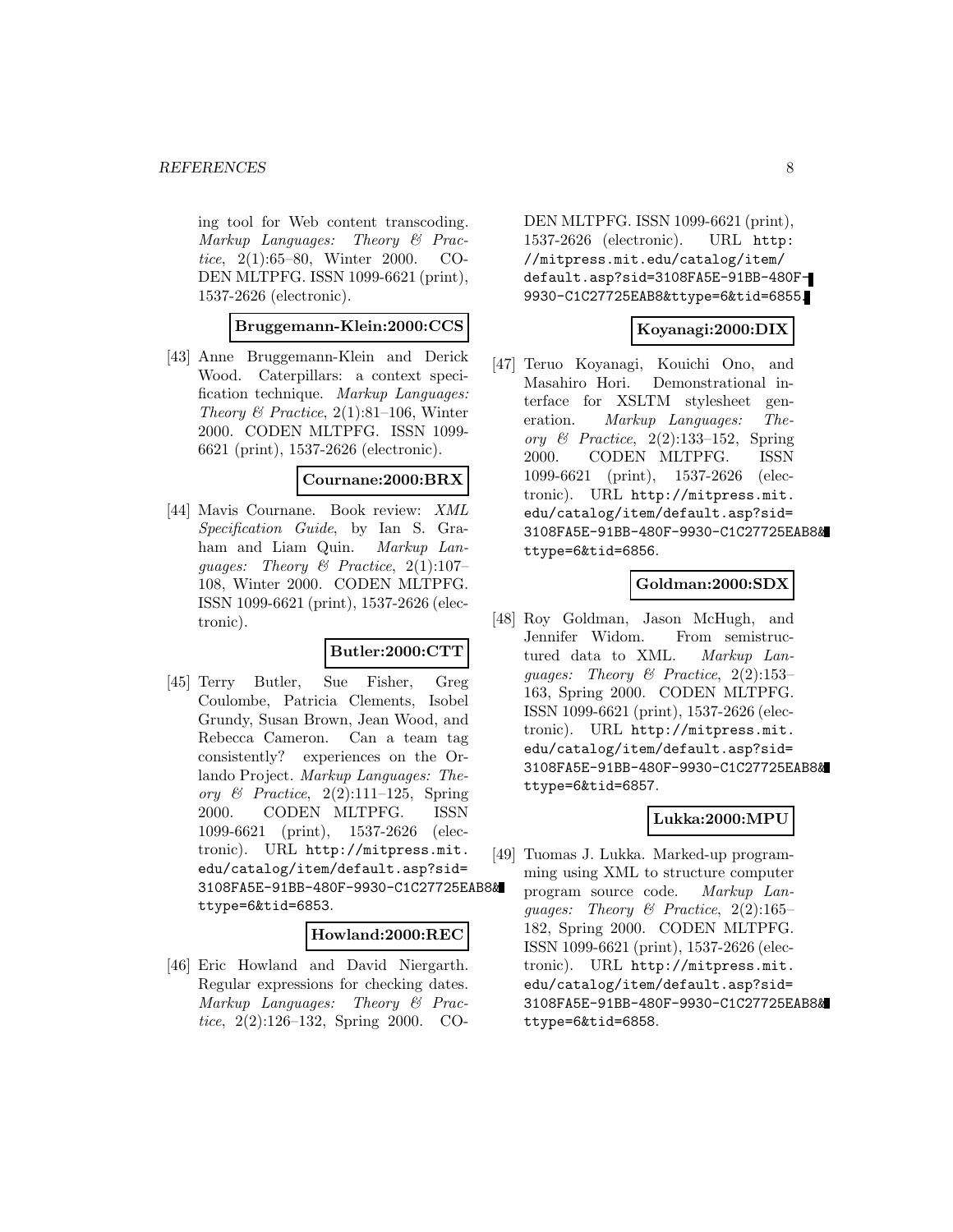ing tool for Web content transcoding. *Markup Languages: Theory & Practice*, 2(1):65–80, Winter 2000. CODEN MLTPFG. ISSN 1099-6621 (print), 1537-2626 (electronic).

**Bruggemann-Klein:2000:CCS**

[43] Anne Bruggemann-Klein and Derick Wood. Caterpillars: a context specification technique. *Markup Languages: Theory & Practice*, 2(1):81–106, Winter 2000. CODEN MLTPFG. ISSN 1099-6621 (print), 1537-2626 (electronic).

**Cournane:2000:BRX**

[44] Mavis Cournane. Book review: *XML Specification Guide*, by Ian S. Graham and Liam Quin. *Markup Languages: Theory & Practice*, 2(1):107–108, Winter 2000. CODEN MLTPFG. ISSN 1099-6621 (print), 1537-2626 (electronic).

**Butler:2000:CTT**

[45] Terry Butler, Sue Fisher, Greg Coulombe, Patricia Clements, Isobel Grundy, Susan Brown, Jean Wood, and Rebecca Cameron. Can a team tag consistently? experiences on the Orlando Project. *Markup Languages: Theory & Practice*, 2(2):111–125, Spring 2000. CODEN MLTPFG. ISSN 1099-6621 (print), 1537-2626 (electronic). URL http://mitpress.mit.edu/catalog/item/default.asp?sid=3108FA5E-91BB-480F-9930-C1C27725EAB8&ttype=6&tid=6853.

**Howland:2000:REC**

[46] Eric Howland and David Niergarth. Regular expressions for checking dates. *Markup Languages: Theory & Practice*, 2(2):126–132, Spring 2000. CODEN MLTPFG. ISSN 1099-6621 (print), 1537-2626 (electronic). URL http://mitpress.mit.edu/catalog/item/default.asp?sid=3108FA5E-91BB-480F-9930-C1C27725EAB8&ttype=6&tid=6855.

**Koyanagi:2000:DIX**

[47] Teruo Koyanagi, Kouichi Ono, and Masahiro Hori. Demonstrational interface for XSLTM stylesheet generation. *Markup Languages: Theory & Practice*, 2(2):133–152, Spring 2000. CODEN MLTPFG. ISSN 1099-6621 (print), 1537-2626 (electronic). URL http://mitpress.mit.edu/catalog/item/default.asp?sid=3108FA5E-91BB-480F-9930-C1C27725EAB8&ttype=6&tid=6856.

**Goldman:2000:SDX**

[48] Roy Goldman, Jason McHugh, and Jennifer Widom. From semistructured data to XML. *Markup Languages: Theory & Practice*, 2(2):153–163, Spring 2000. CODEN MLTPFG. ISSN 1099-6621 (print), 1537-2626 (electronic). URL http://mitpress.mit.edu/catalog/item/default.asp?sid=3108FA5E-91BB-480F-9930-C1C27725EAB8&ttype=6&tid=6857.

**Lukka:2000:MPU**

[49] Tuomas J. Lukka. Marked-up programming using XML to structure computer program source code. *Markup Languages: Theory & Practice*, 2(2):165–182, Spring 2000. CODEN MLTPFG. ISSN 1099-6621 (print), 1537-2626 (electronic). URL http://mitpress.mit.edu/catalog/item/default.asp?sid=3108FA5E-91BB-480F-9930-C1C27725EAB8&ttype=6&tid=6858.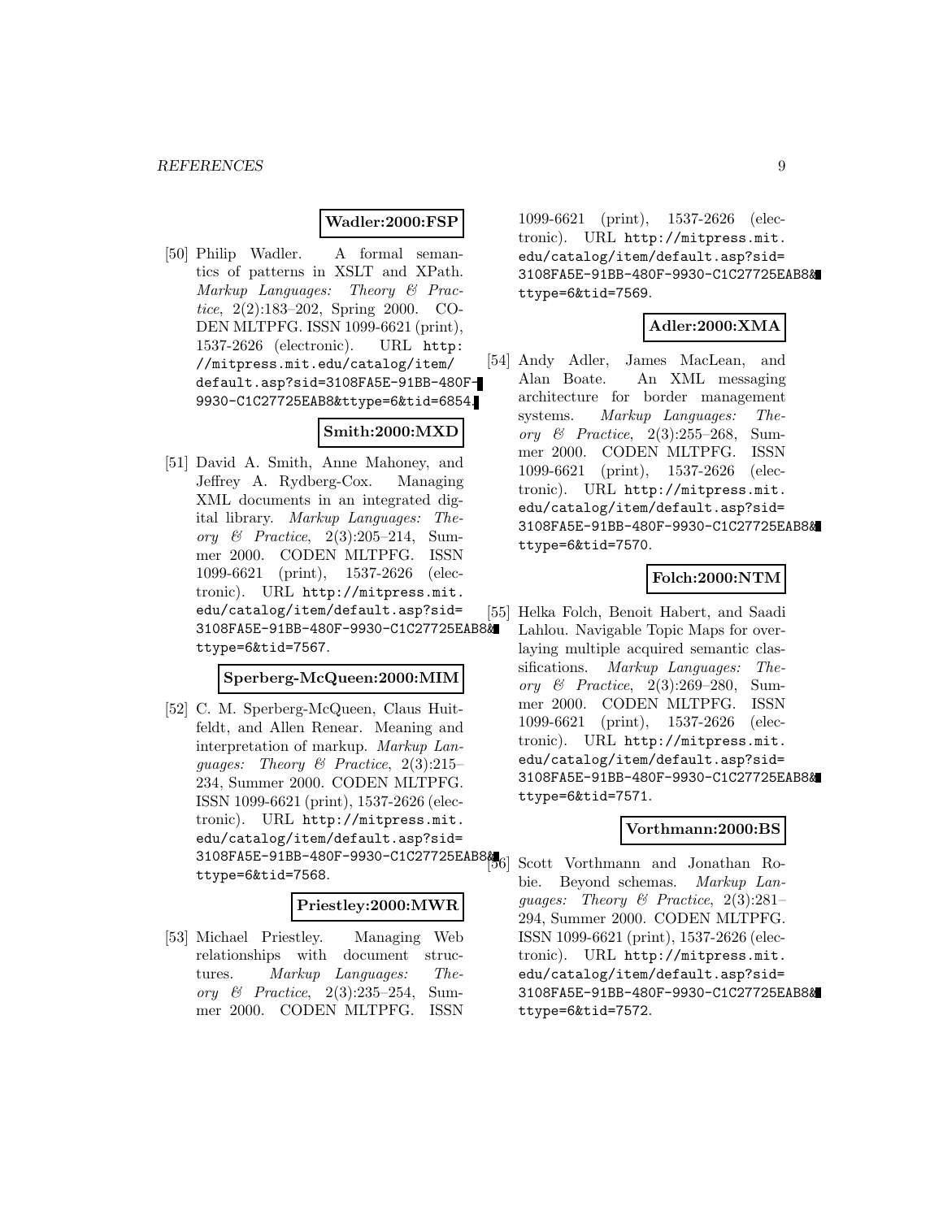**Wadler:2000:FSP**

[50] Philip Wadler. A formal semantics of patterns in XSLT and XPath. *Markup Languages: Theory & Practice*, 2(2):183–202, Spring 2000. CODEN MLTPFG. ISSN 1099-6621 (print), 1537-2626 (electronic). URL http://mitpress.mit.edu/catalog/item/default.asp?sid=3108FA5E-91BB-480F-9930-C1C27725EAB8&ttype=6&tid=6854.

**Smith:2000:MXD**

[51] David A. Smith, Anne Mahoney, and Jeffrey A. Rydberg-Cox. Managing XML documents in an integrated digital library. *Markup Languages: Theory & Practice*, 2(3):205–214, Summer 2000. CODEN MLTPFG. ISSN 1099-6621 (print), 1537-2626 (electronic). URL http://mitpress.mit.edu/catalog/item/default.asp?sid=3108FA5E-91BB-480F-9930-C1C27725EAB8&ttype=6&tid=7567.

**Sperberg-McQueen:2000:MIM**

[52] C. M. Sperberg-McQueen, Claus Huitfeldt, and Allen Renear. Meaning and interpretation of markup. *Markup Languages: Theory & Practice*, 2(3):215–234, Summer 2000. CODEN MLTPFG. ISSN 1099-6621 (print), 1537-2626 (electronic). URL http://mitpress.mit.edu/catalog/item/default.asp?sid=3108FA5E-91BB-480F-9930-C1C27725EAB8&ttype=6&tid=7568.

**Priestley:2000:MWR**

[53] Michael Priestley. Managing Web relationships with document structures. *Markup Languages: Theory & Practice*, 2(3):235–254, Summer 2000. CODEN MLTPFG. ISSN 1099-6621 (print), 1537-2626 (electronic). URL http://mitpress.mit.edu/catalog/item/default.asp?sid=3108FA5E-91BB-480F-9930-C1C27725EAB8&ttype=6&tid=7569.

**Adler:2000:XMA**

[54] Andy Adler, James MacLean, and Alan Boate. An XML messaging architecture for border management systems. *Markup Languages: Theory & Practice*, 2(3):255–268, Summer 2000. CODEN MLTPFG. ISSN 1099-6621 (print), 1537-2626 (electronic). URL http://mitpress.mit.edu/catalog/item/default.asp?sid=3108FA5E-91BB-480F-9930-C1C27725EAB8&ttype=6&tid=7570.

**Folch:2000:NTM**

[55] Helka Folch, Benoit Habert, and Saadi Lahlou. Navigable Topic Maps for overlaying multiple acquired semantic classifications. *Markup Languages: Theory & Practice*, 2(3):269–280, Summer 2000. CODEN MLTPFG. ISSN 1099-6621 (print), 1537-2626 (electronic). URL http://mitpress.mit.edu/catalog/item/default.asp?sid=3108FA5E-91BB-480F-9930-C1C27725EAB8&ttype=6&tid=7571.

**Vorthmann:2000:BS**

[56] Scott Vorthmann and Jonathan Robie. Beyond schemas. *Markup Languages: Theory & Practice*, 2(3):281–294, Summer 2000. CODEN MLTPFG. ISSN 1099-6621 (print), 1537-2626 (electronic). URL http://mitpress.mit.edu/catalog/item/default.asp?sid=3108FA5E-91BB-480F-9930-C1C27725EAB8&ttype=6&tid=7572.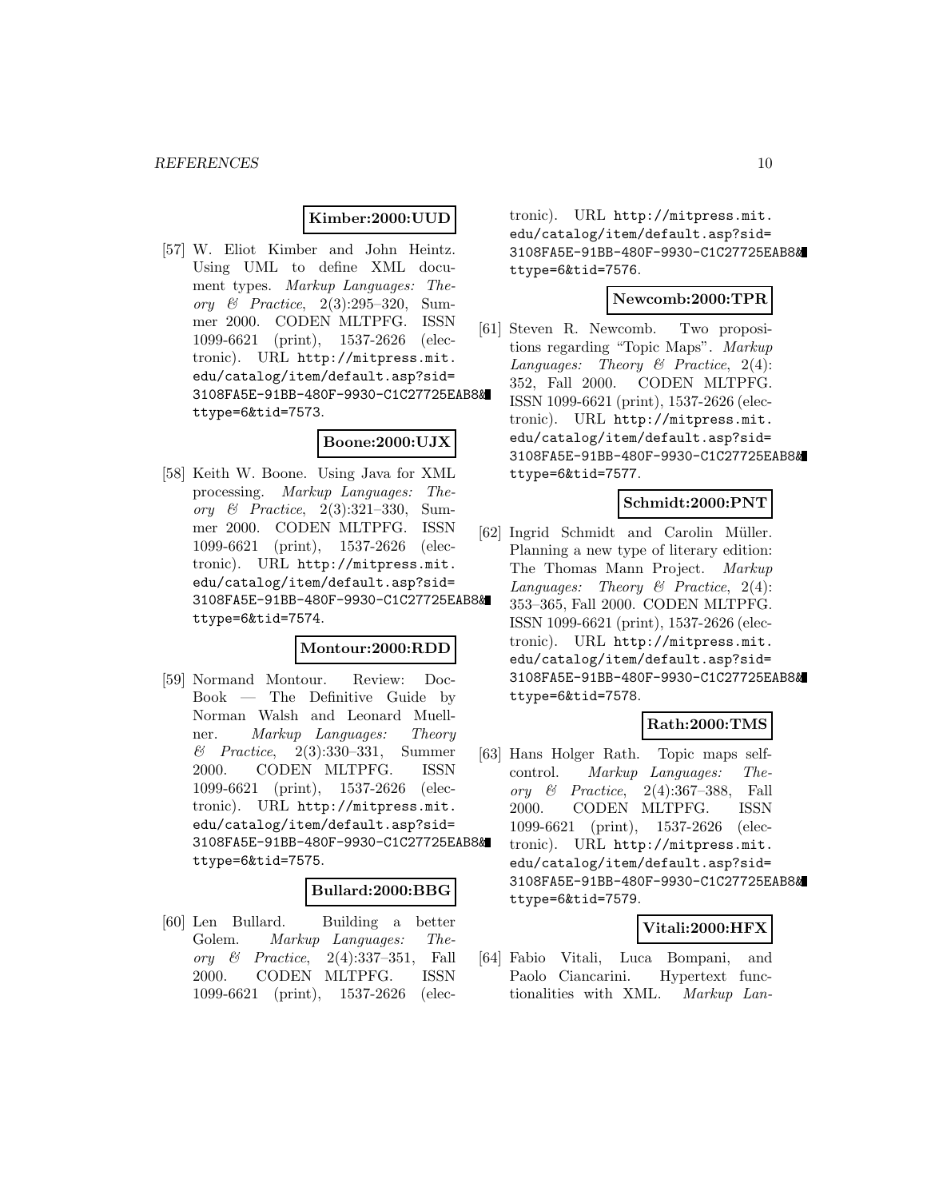**Kimber:2000:UUD**

[57] W. Eliot Kimber and John Heintz. Using UML to define XML document types. *Markup Languages: Theory & Practice*, 2(3):295–320, Summer 2000. CODEN MLTPFG. ISSN 1099-6621 (print), 1537-2626 (electronic). URL `http://mitpress.mit.edu/catalog/item/default.asp?sid=3108FA5E-91BB-480F-9930-C1C27725EAB8&ttype=6&tid=7573`.

**Boone:2000:UJX**

[58] Keith W. Boone. Using Java for XML processing. *Markup Languages: Theory & Practice*, 2(3):321–330, Summer 2000. CODEN MLTPFG. ISSN 1099-6621 (print), 1537-2626 (electronic). URL `http://mitpress.mit.edu/catalog/item/default.asp?sid=3108FA5E-91BB-480F-9930-C1C27725EAB8&ttype=6&tid=7574`.

**Montour:2000:RDD**

[59] Normand Montour. Review: DocBook — The Definitive Guide by Norman Walsh and Leonard Muellner. *Markup Languages: Theory & Practice*, 2(3):330–331, Summer 2000. CODEN MLTPFG. ISSN 1099-6621 (print), 1537-2626 (electronic). URL `http://mitpress.mit.edu/catalog/item/default.asp?sid=3108FA5E-91BB-480F-9930-C1C27725EAB8&ttype=6&tid=7575`.

**Bullard:2000:BBG**

[60] Len Bullard. Building a better Golem. *Markup Languages: Theory & Practice*, 2(4):337–351, Fall 2000. CODEN MLTPFG. ISSN 1099-6621 (print), 1537-2626 (electronic). URL `http://mitpress.mit.edu/catalog/item/default.asp?sid=3108FA5E-91BB-480F-9930-C1C27725EAB8&ttype=6&tid=7576`.

**Newcomb:2000:TPR**

[61] Steven R. Newcomb. Two propositions regarding "Topic Maps". *Markup Languages: Theory & Practice*, 2(4): 352, Fall 2000. CODEN MLTPFG. ISSN 1099-6621 (print), 1537-2626 (electronic). URL `http://mitpress.mit.edu/catalog/item/default.asp?sid=3108FA5E-91BB-480F-9930-C1C27725EAB8&ttype=6&tid=7577`.

**Schmidt:2000:PNT**

[62] Ingrid Schmidt and Carolin Müller. Planning a new type of literary edition: The Thomas Mann Project. *Markup Languages: Theory & Practice*, 2(4): 353–365, Fall 2000. CODEN MLTPFG. ISSN 1099-6621 (print), 1537-2626 (electronic). URL `http://mitpress.mit.edu/catalog/item/default.asp?sid=3108FA5E-91BB-480F-9930-C1C27725EAB8&ttype=6&tid=7578`.

**Rath:2000:TMS**

[63] Hans Holger Rath. Topic maps self-control. *Markup Languages: Theory & Practice*, 2(4):367–388, Fall 2000. CODEN MLTPFG. ISSN 1099-6621 (print), 1537-2626 (electronic). URL `http://mitpress.mit.edu/catalog/item/default.asp?sid=3108FA5E-91BB-480F-9930-C1C27725EAB8&ttype=6&tid=7579`.

**Vitali:2000:HFX**

[64] Fabio Vitali, Luca Bompani, and Paolo Ciancarini. Hypertext functionalities with XML. *Markup Lan-*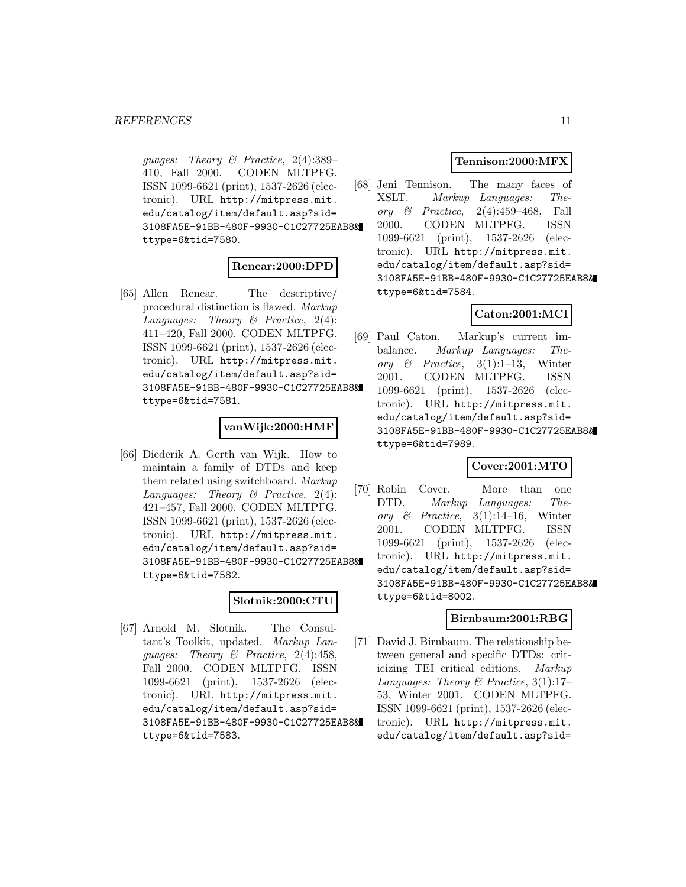guages: Theory & Practice*, 2(4):389–410, Fall 2000. CODEN MLTPFG. ISSN 1099-6621 (print), 1537-2626 (electronic). URL http://mitpress.mit.edu/catalog/item/default.asp?sid=3108FA5E-91BB-480F-9930-C1C27725EAB8&ttype=6&tid=7580.

**Renear:2000:DPD**

[65] Allen Renear. The descriptive/procedural distinction is flawed. *Markup Languages: Theory & Practice*, 2(4):411–420, Fall 2000. CODEN MLTPFG. ISSN 1099-6621 (print), 1537-2626 (electronic). URL http://mitpress.mit.edu/catalog/item/default.asp?sid=3108FA5E-91BB-480F-9930-C1C27725EAB8&ttype=6&tid=7581.

**vanWijk:2000:HMF**

[66] Diederik A. Gerth van Wijk. How to maintain a family of DTDs and keep them related using switchboard. *Markup Languages: Theory & Practice*, 2(4):421–457, Fall 2000. CODEN MLTPFG. ISSN 1099-6621 (print), 1537-2626 (electronic). URL http://mitpress.mit.edu/catalog/item/default.asp?sid=3108FA5E-91BB-480F-9930-C1C27725EAB8&ttype=6&tid=7582.

**Slotnik:2000:CTU**

[67] Arnold M. Slotnik. The Consultant's Toolkit, updated. *Markup Languages: Theory & Practice*, 2(4):458, Fall 2000. CODEN MLTPFG. ISSN 1099-6621 (print), 1537-2626 (electronic). URL http://mitpress.mit.edu/catalog/item/default.asp?sid=3108FA5E-91BB-480F-9930-C1C27725EAB8&ttype=6&tid=7583.

**Tennison:2000:MFX**

[68] Jeni Tennison. The many faces of XSLT. *Markup Languages: Theory & Practice*, 2(4):459–468, Fall 2000. CODEN MLTPFG. ISSN 1099-6621 (print), 1537-2626 (electronic). URL http://mitpress.mit.edu/catalog/item/default.asp?sid=3108FA5E-91BB-480F-9930-C1C27725EAB8&ttype=6&tid=7584.

**Caton:2001:MCI**

[69] Paul Caton. Markup's current imbalance. *Markup Languages: Theory & Practice*, 3(1):1–13, Winter 2001. CODEN MLTPFG. ISSN 1099-6621 (print), 1537-2626 (electronic). URL http://mitpress.mit.edu/catalog/item/default.asp?sid=3108FA5E-91BB-480F-9930-C1C27725EAB8&ttype=6&tid=7989.

**Cover:2001:MTO**

[70] Robin Cover. More than one DTD. *Markup Languages: Theory & Practice*, 3(1):14–16, Winter 2001. CODEN MLTPFG. ISSN 1099-6621 (print), 1537-2626 (electronic). URL http://mitpress.mit.edu/catalog/item/default.asp?sid=3108FA5E-91BB-480F-9930-C1C27725EAB8&ttype=6&tid=8002.

**Birnbaum:2001:RBG**

[71] David J. Birnbaum. The relationship between general and specific DTDs: criticizing TEI critical editions. *Markup Languages: Theory & Practice*, 3(1):17–53, Winter 2001. CODEN MLTPFG. ISSN 1099-6621 (print), 1537-2626 (electronic). URL http://mitpress.mit.edu/catalog/item/default.asp?sid=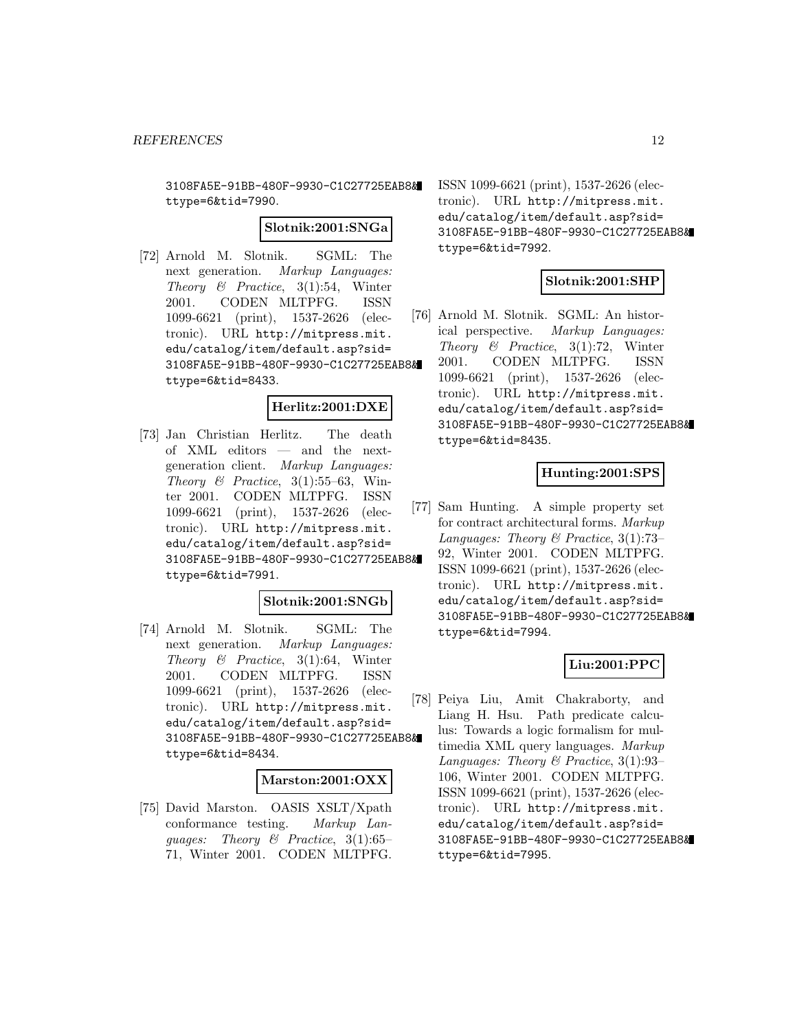3108FA5E-91BB-480F-9930-C1C27725EAB8&ttype=6&tid=7990.

**Slotnik:2001:SNGa**

[72] Arnold M. Slotnik. SGML: The next generation. *Markup Languages: Theory & Practice*, 3(1):54, Winter 2001. CODEN MLTPFG. ISSN 1099-6621 (print), 1537-2626 (electronic). URL http://mitpress.mit.edu/catalog/item/default.asp?sid=3108FA5E-91BB-480F-9930-C1C27725EAB8&ttype=6&tid=8433.

**Herlitz:2001:DXE**

[73] Jan Christian Herlitz. The death of XML editors — and the next-generation client. *Markup Languages: Theory & Practice*, 3(1):55–63, Winter 2001. CODEN MLTPFG. ISSN 1099-6621 (print), 1537-2626 (electronic). URL http://mitpress.mit.edu/catalog/item/default.asp?sid=3108FA5E-91BB-480F-9930-C1C27725EAB8&ttype=6&tid=7991.

**Slotnik:2001:SNGb**

[74] Arnold M. Slotnik. SGML: The next generation. *Markup Languages: Theory & Practice*, 3(1):64, Winter 2001. CODEN MLTPFG. ISSN 1099-6621 (print), 1537-2626 (electronic). URL http://mitpress.mit.edu/catalog/item/default.asp?sid=3108FA5E-91BB-480F-9930-C1C27725EAB8&ttype=6&tid=8434.

**Marston:2001:OXX**

[75] David Marston. OASIS XSLT/Xpath conformance testing. *Markup Languages: Theory & Practice*, 3(1):65–71, Winter 2001. CODEN MLTPFG. ISSN 1099-6621 (print), 1537-2626 (electronic). URL http://mitpress.mit.edu/catalog/item/default.asp?sid=3108FA5E-91BB-480F-9930-C1C27725EAB8&ttype=6&tid=7992.

**Slotnik:2001:SHP**

[76] Arnold M. Slotnik. SGML: An historical perspective. *Markup Languages: Theory & Practice*, 3(1):72, Winter 2001. CODEN MLTPFG. ISSN 1099-6621 (print), 1537-2626 (electronic). URL http://mitpress.mit.edu/catalog/item/default.asp?sid=3108FA5E-91BB-480F-9930-C1C27725EAB8&ttype=6&tid=8435.

**Hunting:2001:SPS**

[77] Sam Hunting. A simple property set for contract architectural forms. *Markup Languages: Theory & Practice*, 3(1):73–92, Winter 2001. CODEN MLTPFG. ISSN 1099-6621 (print), 1537-2626 (electronic). URL http://mitpress.mit.edu/catalog/item/default.asp?sid=3108FA5E-91BB-480F-9930-C1C27725EAB8&ttype=6&tid=7994.

**Liu:2001:PPC**

[78] Peiya Liu, Amit Chakraborty, and Liang H. Hsu. Path predicate calculus: Towards a logic formalism for multimedia XML query languages. *Markup Languages: Theory & Practice*, 3(1):93–106, Winter 2001. CODEN MLTPFG. ISSN 1099-6621 (print), 1537-2626 (electronic). URL http://mitpress.mit.edu/catalog/item/default.asp?sid=3108FA5E-91BB-480F-9930-C1C27725EAB8&ttype=6&tid=7995.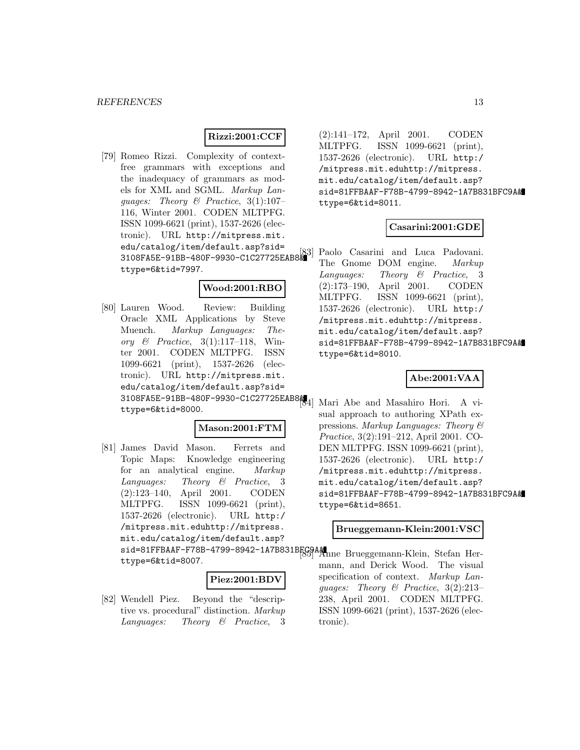**Rizzi:2001:CCF**

[79] Romeo Rizzi. Complexity of context-free grammars with exceptions and the inadequacy of grammars as models for XML and SGML. *Markup Languages: Theory & Practice*, 3(1):107–116, Winter 2001. CODEN MLTPFG. ISSN 1099-6621 (print), 1537-2626 (electronic). URL `http://mitpress.mit.edu/catalog/item/default.asp?sid=3108FA5E-91BB-480F-9930-C1C27725EAB8&ttype=6&tid=7997`.

**Wood:2001:RBO**

[80] Lauren Wood. Review: Building Oracle XML Applications by Steve Muench. *Markup Languages: Theory & Practice*, 3(1):117–118, Winter 2001. CODEN MLTPFG. ISSN 1099-6621 (print), 1537-2626 (electronic). URL `http://mitpress.mit.edu/catalog/item/default.asp?sid=3108FA5E-91BB-480F-9930-C1C27725EAB8&ttype=6&tid=8000`.

**Mason:2001:FTM**

[81] James David Mason. Ferrets and Topic Maps: Knowledge engineering for an analytical engine. *Markup Languages: Theory & Practice*, 3(2):123–140, April 2001. CODEN MLTPFG. ISSN 1099-6621 (print), 1537-2626 (electronic). URL `http://mitpress.mit.eduhttp://mitpress.mit.edu/catalog/item/default.asp?sid=81FFBAAF-F78B-4799-8942-1A7B831BFC9A&ttype=6&tid=8007`.

**Piez:2001:BDV**

[82] Wendell Piez. Beyond the "descriptive vs. procedural" distinction. *Markup Languages: Theory & Practice*, 3(2):141–172, April 2001. CODEN MLTPFG. ISSN 1099-6621 (print), 1537-2626 (electronic). URL `http://mitpress.mit.eduhttp://mitpress.mit.edu/catalog/item/default.asp?sid=81FFBAAF-F78B-4799-8942-1A7B831BFC9A&ttype=6&tid=8011`.

**Casarini:2001:GDE**

[83] Paolo Casarini and Luca Padovani. The Gnome DOM engine. *Markup Languages: Theory & Practice*, 3(2):173–190, April 2001. CODEN MLTPFG. ISSN 1099-6621 (print), 1537-2626 (electronic). URL `http://mitpress.mit.eduhttp://mitpress.mit.edu/catalog/item/default.asp?sid=81FFBAAF-F78B-4799-8942-1A7B831BFC9A&ttype=6&tid=8010`.

**Abe:2001:VAA**

[84] Mari Abe and Masahiro Hori. A visual approach to authoring XPath expressions. *Markup Languages: Theory & Practice*, 3(2):191–212, April 2001. CODEN MLTPFG. ISSN 1099-6621 (print), 1537-2626 (electronic). URL `http://mitpress.mit.eduhttp://mitpress.mit.edu/catalog/item/default.asp?sid=81FFBAAF-F78B-4799-8942-1A7B831BFC9A&ttype=6&tid=8651`.

**Brueggemann-Klein:2001:VSC**

[85] Anne Brueggemann-Klein, Stefan Hermann, and Derick Wood. The visual specification of context. *Markup Languages: Theory & Practice*, 3(2):213–238, April 2001. CODEN MLTPFG. ISSN 1099-6621 (print), 1537-2626 (electronic).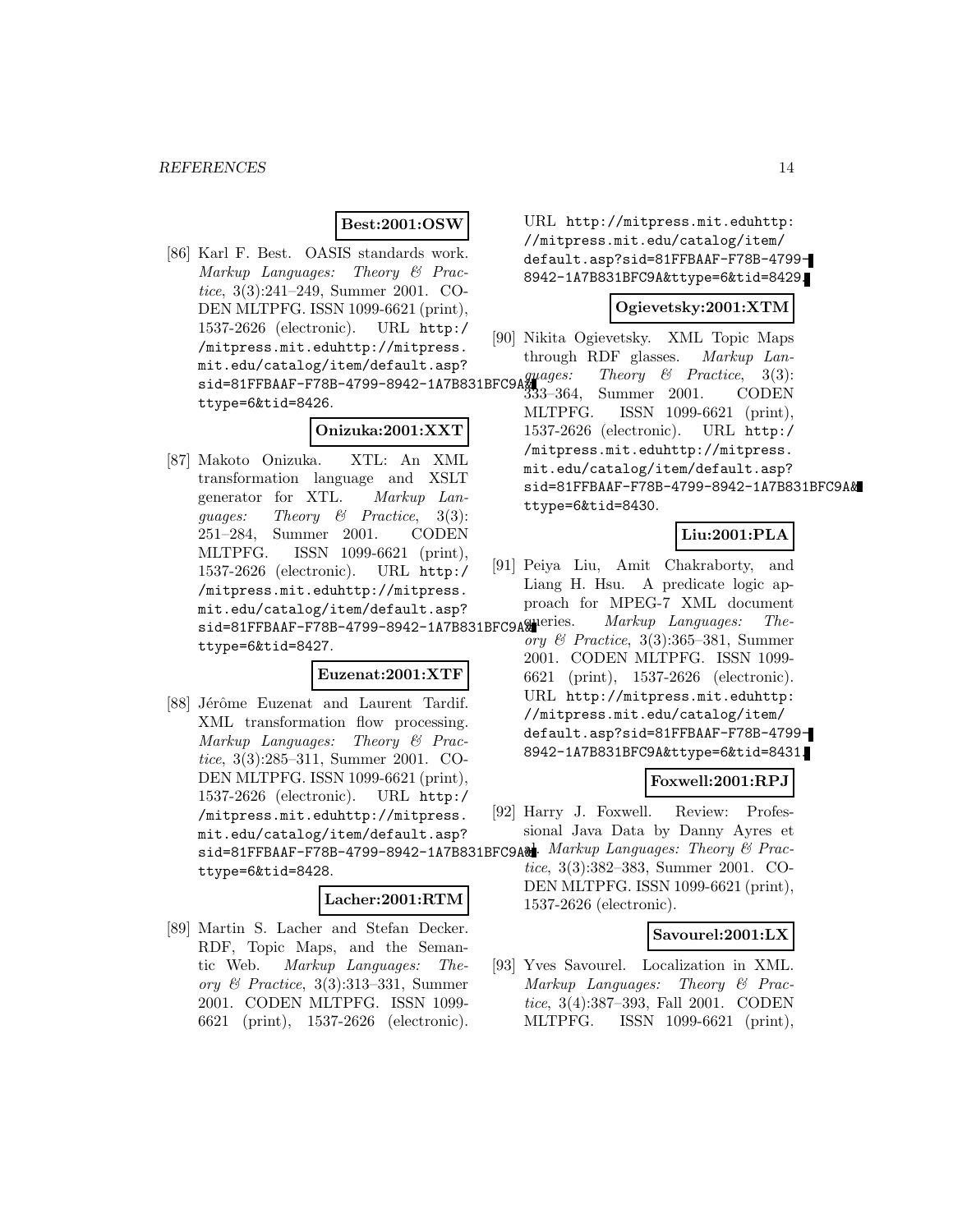**Best:2001:OSW**

[86] Karl F. Best. OASIS standards work. *Markup Languages: Theory & Practice*, 3(3):241–249, Summer 2001. CODEN MLTPFG. ISSN 1099-6621 (print), 1537-2626 (electronic). URL http://mitpress.mit.eduhttp://mitpress.mit.edu/catalog/item/default.asp?sid=81FFBAAF-F78B-4799-8942-1A7B831BFC9A&ttype=6&tid=8426.

**Onizuka:2001:XXT**

[87] Makoto Onizuka. XTL: An XML transformation language and XSLT generator for XTL. *Markup Languages: Theory & Practice*, 3(3): 251–284, Summer 2001. CODEN MLTPFG. ISSN 1099-6621 (print), 1537-2626 (electronic). URL http://mitpress.mit.eduhttp://mitpress.mit.edu/catalog/item/default.asp?sid=81FFBAAF-F78B-4799-8942-1A7B831BFC9A&ttype=6&tid=8427.

**Euzenat:2001:XTF**

[88] Jérôme Euzenat and Laurent Tardif. XML transformation flow processing. *Markup Languages: Theory & Practice*, 3(3):285–311, Summer 2001. CODEN MLTPFG. ISSN 1099-6621 (print), 1537-2626 (electronic). URL http://mitpress.mit.eduhttp://mitpress.mit.edu/catalog/item/default.asp?sid=81FFBAAF-F78B-4799-8942-1A7B831BFC9A&ttype=6&tid=8428.

**Lacher:2001:RTM**

[89] Martin S. Lacher and Stefan Decker. RDF, Topic Maps, and the Semantic Web. *Markup Languages: Theory & Practice*, 3(3):313–331, Summer 2001. CODEN MLTPFG. ISSN 1099-6621 (print), 1537-2626 (electronic). URL http://mitpress.mit.eduhttp://mitpress.mit.edu/catalog/item/default.asp?sid=81FFBAAF-F78B-4799-8942-1A7B831BFC9A&ttype=6&tid=8429.

**Ogievetsky:2001:XTM**

[90] Nikita Ogievetsky. XML Topic Maps through RDF glasses. *Markup Languages: Theory & Practice*, 3(3): 333–364, Summer 2001. CODEN MLTPFG. ISSN 1099-6621 (print), 1537-2626 (electronic). URL http://mitpress.mit.eduhttp://mitpress.mit.edu/catalog/item/default.asp?sid=81FFBAAF-F78B-4799-8942-1A7B831BFC9A&ttype=6&tid=8430.

**Liu:2001:PLA**

[91] Peiya Liu, Amit Chakraborty, and Liang H. Hsu. A predicate logic approach for MPEG-7 XML document queries. *Markup Languages: Theory & Practice*, 3(3):365–381, Summer 2001. CODEN MLTPFG. ISSN 1099-6621 (print), 1537-2626 (electronic). URL http://mitpress.mit.eduhttp://mitpress.mit.edu/catalog/item/default.asp?sid=81FFBAAF-F78B-4799-8942-1A7B831BFC9A&ttype=6&tid=8431.

**Foxwell:2001:RPJ**

[92] Harry J. Foxwell. Review: Professional Java Data by Danny Ayres et al. *Markup Languages: Theory & Practice*, 3(3):382–383, Summer 2001. CODEN MLTPFG. ISSN 1099-6621 (print), 1537-2626 (electronic).

**Savourel:2001:LX**

[93] Yves Savourel. Localization in XML. *Markup Languages: Theory & Practice*, 3(4):387–393, Fall 2001. CODEN MLTPFG. ISSN 1099-6621 (print),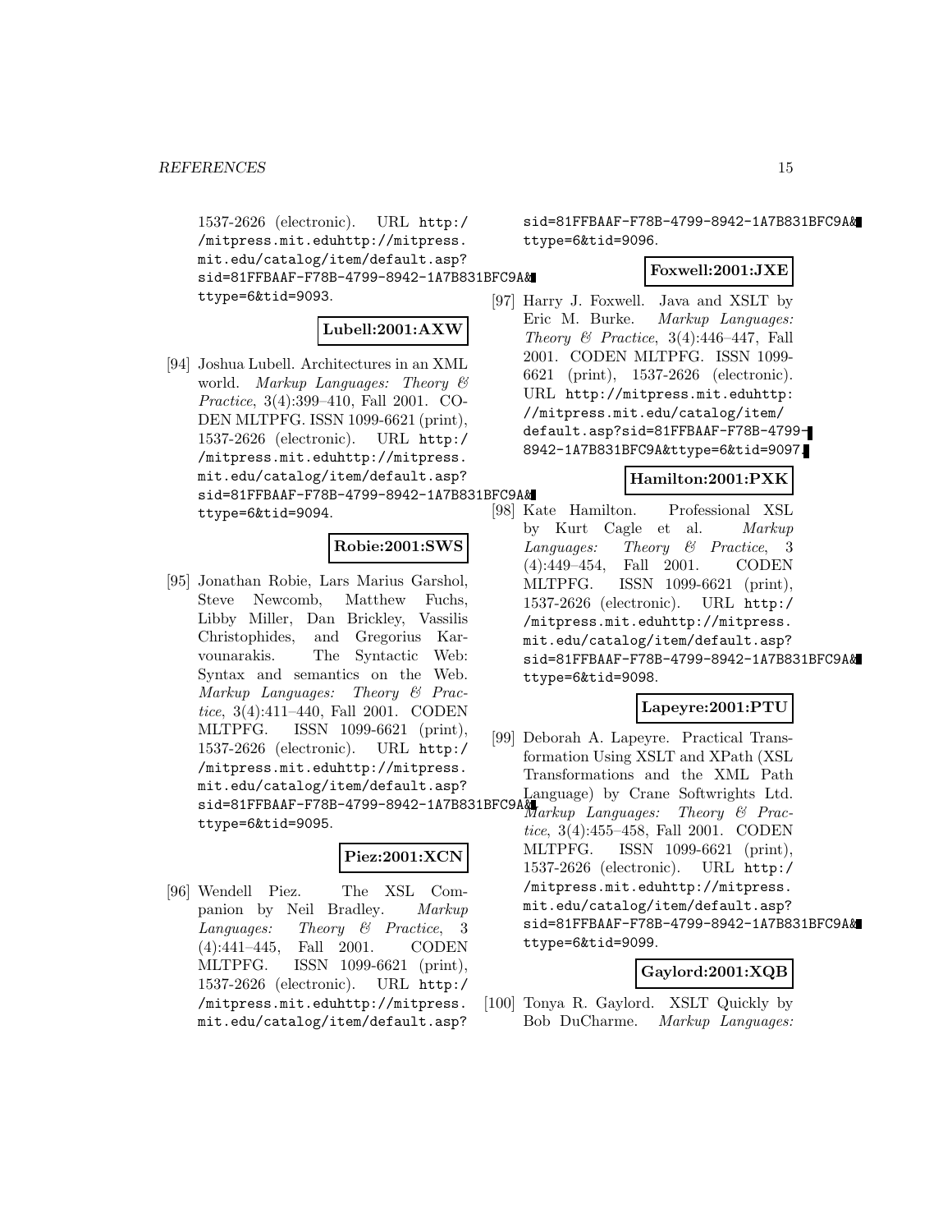1537-2626 (electronic). URL http://mitpress.mit.eduhttp://mitpress.mit.edu/catalog/item/default.asp?sid=81FFBAAF-F78B-4799-8942-1A7B831BFC9A&ttype=6&tid=9093.

**Lubell:2001:AXW**

[94] Joshua Lubell. Architectures in an XML world. *Markup Languages: Theory & Practice*, 3(4):399–410, Fall 2001. CODEN MLTPFG. ISSN 1099-6621 (print), 1537-2626 (electronic). URL http://mitpress.mit.eduhttp://mitpress.mit.edu/catalog/item/default.asp?sid=81FFBAAF-F78B-4799-8942-1A7B831BFC9A&ttype=6&tid=9094.

**Robie:2001:SWS**

[95] Jonathan Robie, Lars Marius Garshol, Steve Newcomb, Matthew Fuchs, Libby Miller, Dan Brickley, Vassilis Christophides, and Gregorius Karvounarakis. The Syntactic Web: Syntax and semantics on the Web. *Markup Languages: Theory & Practice*, 3(4):411–440, Fall 2001. CODEN MLTPFG. ISSN 1099-6621 (print), 1537-2626 (electronic). URL http://mitpress.mit.eduhttp://mitpress.mit.edu/catalog/item/default.asp?sid=81FFBAAF-F78B-4799-8942-1A7B831BFC9A&ttype=6&tid=9095.

**Piez:2001:XCN**

[96] Wendell Piez. The XSL Companion by Neil Bradley. *Markup Languages: Theory & Practice*, 3(4):441–445, Fall 2001. CODEN MLTPFG. ISSN 1099-6621 (print), 1537-2626 (electronic). URL http://mitpress.mit.eduhttp://mitpress.mit.edu/catalog/item/default.asp?sid=81FFBAAF-F78B-4799-8942-1A7B831BFC9A&ttype=6&tid=9096.

**Foxwell:2001:JXE**

[97] Harry J. Foxwell. Java and XSLT by Eric M. Burke. *Markup Languages: Theory & Practice*, 3(4):446–447, Fall 2001. CODEN MLTPFG. ISSN 1099-6621 (print), 1537-2626 (electronic). URL http://mitpress.mit.eduhttp://mitpress.mit.edu/catalog/item/default.asp?sid=81FFBAAF-F78B-4799-8942-1A7B831BFC9A&ttype=6&tid=9097.

**Hamilton:2001:PXK**

[98] Kate Hamilton. Professional XSL by Kurt Cagle et al. *Markup Languages: Theory & Practice*, 3(4):449–454, Fall 2001. CODEN MLTPFG. ISSN 1099-6621 (print), 1537-2626 (electronic). URL http://mitpress.mit.eduhttp://mitpress.mit.edu/catalog/item/default.asp?sid=81FFBAAF-F78B-4799-8942-1A7B831BFC9A&ttype=6&tid=9098.

**Lapeyre:2001:PTU**

[99] Deborah A. Lapeyre. Practical Transformation Using XSLT and XPath (XSL Transformations and the XML Path Language) by Crane Softwrights Ltd. *Markup Languages: Theory & Practice*, 3(4):455–458, Fall 2001. CODEN MLTPFG. ISSN 1099-6621 (print), 1537-2626 (electronic). URL http://mitpress.mit.eduhttp://mitpress.mit.edu/catalog/item/default.asp?sid=81FFBAAF-F78B-4799-8942-1A7B831BFC9A&ttype=6&tid=9099.

**Gaylord:2001:XQB**

[100] Tonya R. Gaylord. XSLT Quickly by Bob DuCharme. *Markup Languages:*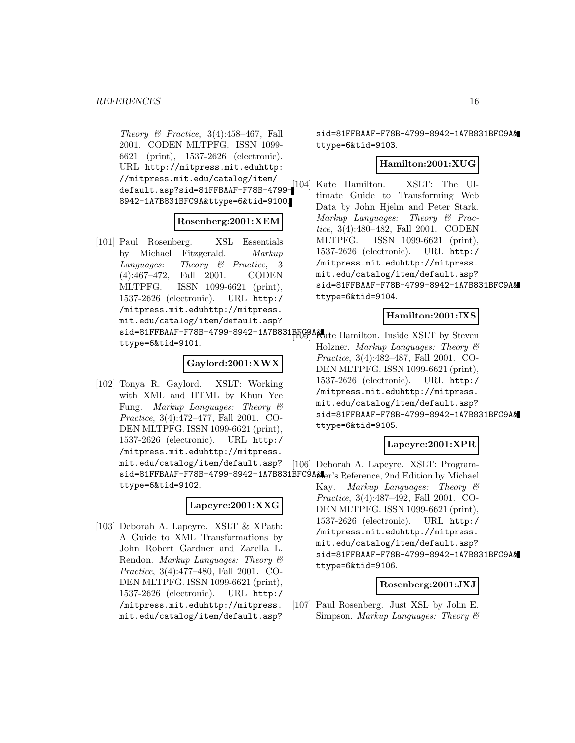*Theory & Practice*, 3(4):458–467, Fall 2001. CODEN MLTPFG. ISSN 1099-6621 (print), 1537-2626 (electronic). URL http://mitpress.mit.eduhttp://mitpress.mit.edu/catalog/item/default.asp?sid=81FFBAAF-F78B-4799-8942-1A7B831BFC9A&ttype=6&tid=9100.

**Rosenberg:2001:XEM**

[101] Paul Rosenberg. XSL Essentials by Michael Fitzgerald. *Markup Languages: Theory & Practice*, 3 (4):467–472, Fall 2001. CODEN MLTPFG. ISSN 1099-6621 (print), 1537-2626 (electronic). URL http://mitpress.mit.eduhttp://mitpress.mit.edu/catalog/item/default.asp?sid=81FFBAAF-F78B-4799-8942-1A7B831BFC9A&ttype=6&tid=9101.

**Gaylord:2001:XWX**

[102] Tonya R. Gaylord. XSLT: Working with XML and HTML by Khun Yee Fung. *Markup Languages: Theory & Practice*, 3(4):472–477, Fall 2001. CODEN MLTPFG. ISSN 1099-6621 (print), 1537-2626 (electronic). URL http://mitpress.mit.eduhttp://mitpress.mit.edu/catalog/item/default.asp?sid=81FFBAAF-F78B-4799-8942-1A7B831BFC9A&ttype=6&tid=9102.

**Lapeyre:2001:XXG**

[103] Deborah A. Lapeyre. XSLT & XPath: A Guide to XML Transformations by John Robert Gardner and Zarella L. Rendon. *Markup Languages: Theory & Practice*, 3(4):477–480, Fall 2001. CODEN MLTPFG. ISSN 1099-6621 (print), 1537-2626 (electronic). URL http://mitpress.mit.eduhttp://mitpress.mit.edu/catalog/item/default.asp?sid=81FFBAAF-F78B-4799-8942-1A7B831BFC9A&ttype=6&tid=9103.

**Hamilton:2001:XUG**

[104] Kate Hamilton. XSLT: The Ultimate Guide to Transforming Web Data by John Hjelm and Peter Stark. *Markup Languages: Theory & Practice*, 3(4):480–482, Fall 2001. CODEN MLTPFG. ISSN 1099-6621 (print), 1537-2626 (electronic). URL http://mitpress.mit.eduhttp://mitpress.mit.edu/catalog/item/default.asp?sid=81FFBAAF-F78B-4799-8942-1A7B831BFC9A&ttype=6&tid=9104.

**Hamilton:2001:IXS**

[105] Kate Hamilton. Inside XSLT by Steven Holzner. *Markup Languages: Theory & Practice*, 3(4):482–487, Fall 2001. CODEN MLTPFG. ISSN 1099-6621 (print), 1537-2626 (electronic). URL http://mitpress.mit.eduhttp://mitpress.mit.edu/catalog/item/default.asp?sid=81FFBAAF-F78B-4799-8942-1A7B831BFC9A&ttype=6&tid=9105.

**Lapeyre:2001:XPR**

[106] Deborah A. Lapeyre. XSLT: Programmer's Reference, 2nd Edition by Michael Kay. *Markup Languages: Theory & Practice*, 3(4):487–492, Fall 2001. CODEN MLTPFG. ISSN 1099-6621 (print), 1537-2626 (electronic). URL http://mitpress.mit.eduhttp://mitpress.mit.edu/catalog/item/default.asp?sid=81FFBAAF-F78B-4799-8942-1A7B831BFC9A&ttype=6&tid=9106.

**Rosenberg:2001:JXJ**

[107] Paul Rosenberg. Just XSL by John E. Simpson. *Markup Languages: Theory &*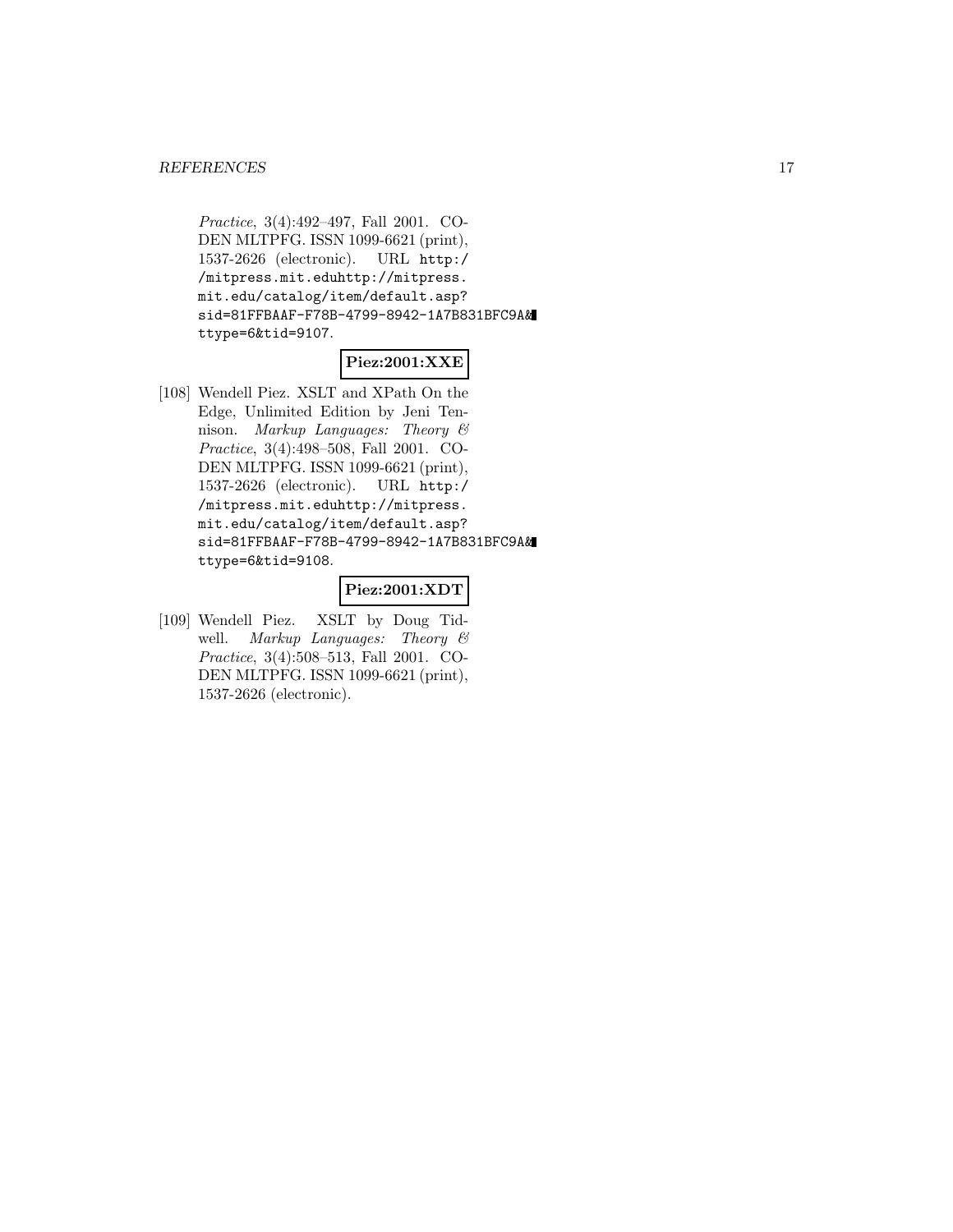*Practice*, 3(4):492–497, Fall 2001. CODEN MLTPFG. ISSN 1099-6621 (print), 1537-2626 (electronic). URL `http://mitpress.mit.eduhttp://mitpress.mit.edu/catalog/item/default.asp?sid=81FFBAAF-F78B-4799-8942-1A7B831BFC9A&ttype=6&tid=9107`.

**Piez:2001:XXE**

[108] Wendell Piez. XSLT and XPath On the Edge, Unlimited Edition by Jeni Tennison. *Markup Languages: Theory & Practice*, 3(4):498–508, Fall 2001. CODEN MLTPFG. ISSN 1099-6621 (print), 1537-2626 (electronic). URL `http://mitpress.mit.eduhttp://mitpress.mit.edu/catalog/item/default.asp?sid=81FFBAAF-F78B-4799-8942-1A7B831BFC9A&ttype=6&tid=9108`.

**Piez:2001:XDT**

[109] Wendell Piez. XSLT by Doug Tidwell. *Markup Languages: Theory & Practice*, 3(4):508–513, Fall 2001. CODEN MLTPFG. ISSN 1099-6621 (print), 1537-2626 (electronic).